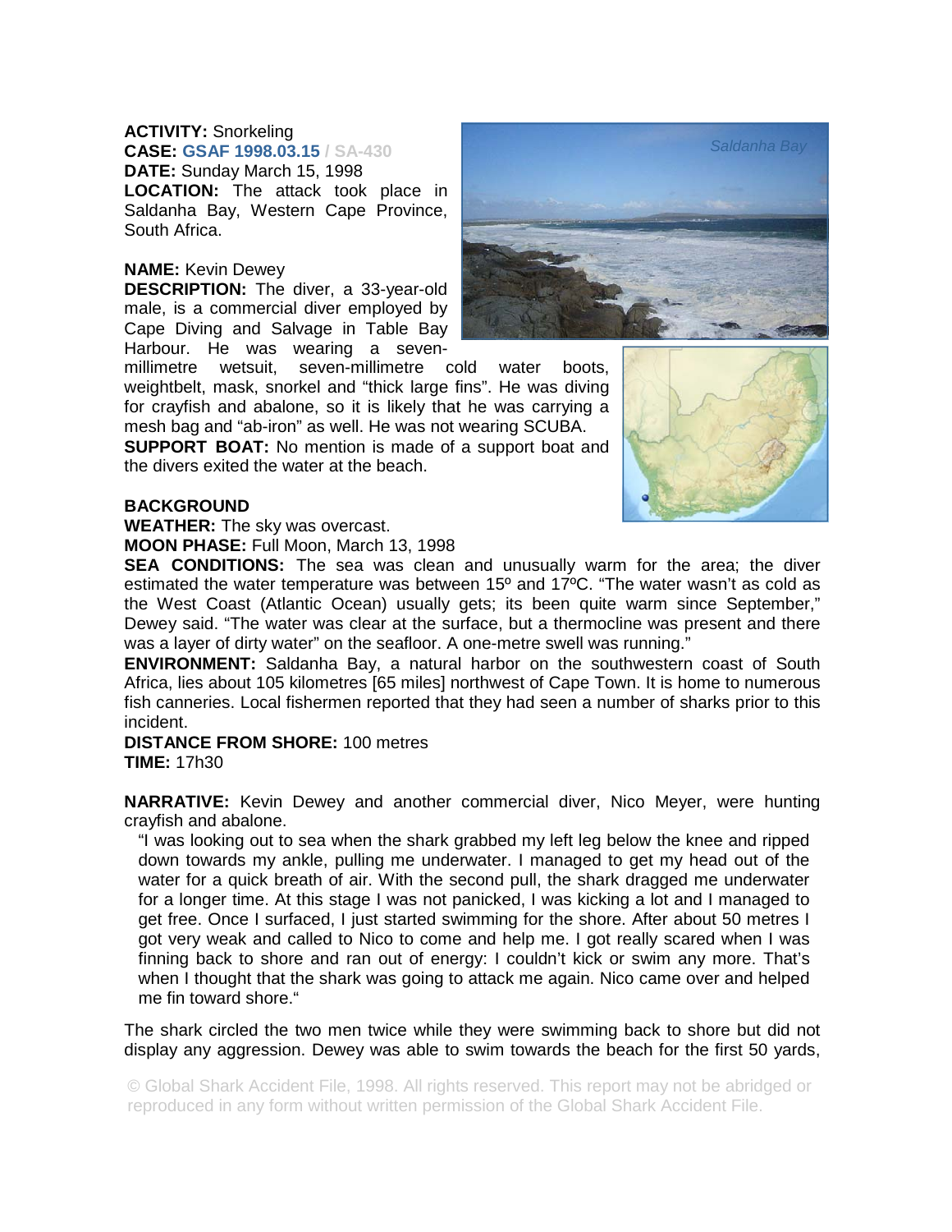**ACTIVITY:** Snorkeling
**CASE:** **GSAF 1998.03.15** / SA-430
**DATE:** Sunday March 15, 1998
**LOCATION:** The attack took place in Saldanha Bay, Western Cape Province, South Africa.

**NAME:** Kevin Dewey
**DESCRIPTION:** The diver, a 33-year-old male, is a commercial diver employed by Cape Diving and Salvage in Table Bay Harbour. He was wearing a seven-millimetre wetsuit, seven-millimetre cold water boots, weightbelt, mask, snorkel and "thick large fins". He was diving for crayfish and abalone, so it is likely that he was carrying a mesh bag and "ab-iron" as well. He was not wearing SCUBA.
**SUPPORT BOAT:** No mention is made of a support boat and the divers exited the water at the beach.

**BACKGROUND**
**WEATHER:** The sky was overcast.
**MOON PHASE:** Full Moon, March 13, 1998
**SEA CONDITIONS:** The sea was clean and unusually warm for the area; the diver estimated the water temperature was between 15º and 17ºC. "The water wasn't as cold as the West Coast (Atlantic Ocean) usually gets; its been quite warm since September," Dewey said. "The water was clear at the surface, but a thermocline was present and there was a layer of dirty water" on the seafloor. A one-metre swell was running."
**ENVIRONMENT:** Saldanha Bay, a natural harbor on the southwestern coast of South Africa, lies about 105 kilometres [65 miles] northwest of Cape Town. It is home to numerous fish canneries. Local fishermen reported that they had seen a number of sharks prior to this incident.
**DISTANCE FROM SHORE:** 100 metres
**TIME:** 17h30

**NARRATIVE:** Kevin Dewey and another commercial diver, Nico Meyer, were hunting crayfish and abalone.

> "I was looking out to sea when the shark grabbed my left leg below the knee and ripped down towards my ankle, pulling me underwater. I managed to get my head out of the water for a quick breath of air. With the second pull, the shark dragged me underwater for a longer time. At this stage I was not panicked, I was kicking a lot and I managed to get free. Once I surfaced, I just started swimming for the shore. After about 50 metres I got very weak and called to Nico to come and help me. I got really scared when I was finning back to shore and ran out of energy: I couldn't kick or swim any more. That's when I thought that the shark was going to attack me again. Nico came over and helped me fin toward shore."

The shark circled the two men twice while they were swimming back to shore but did not display any aggression. Dewey was able to swim towards the beach for the first 50 yards,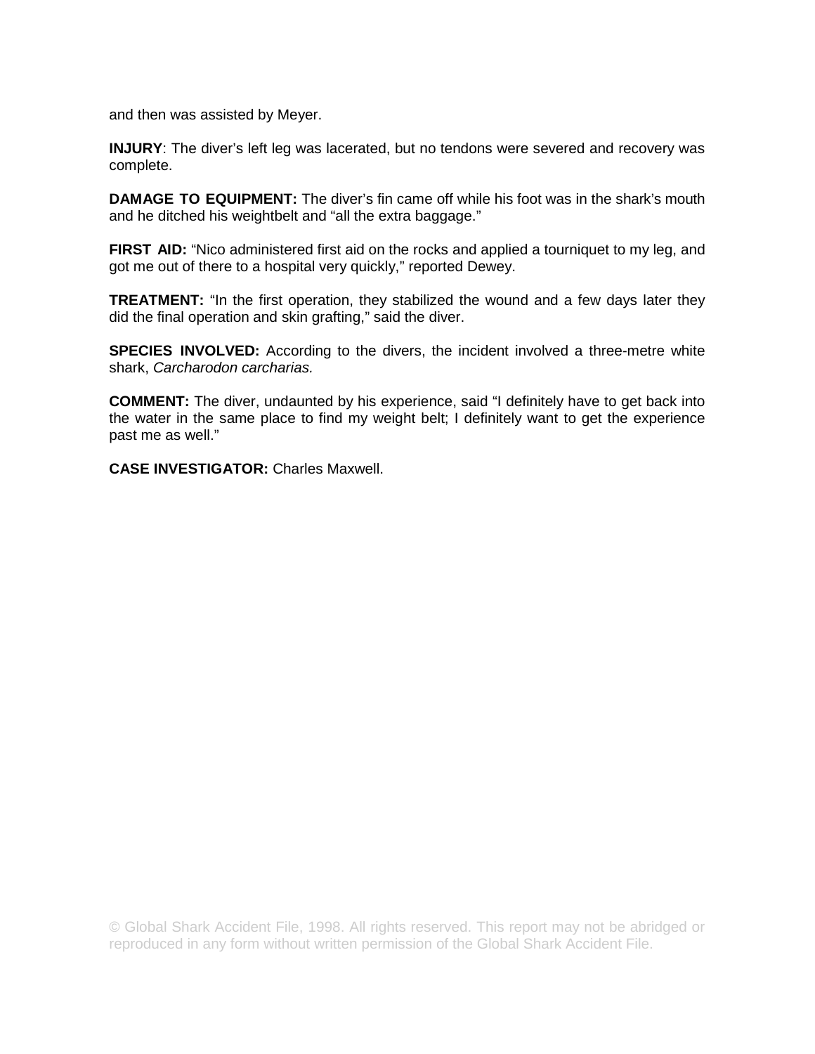and then was assisted by Meyer.

**INJURY**: The diver's left leg was lacerated, but no tendons were severed and recovery was complete.

**DAMAGE TO EQUIPMENT:** The diver's fin came off while his foot was in the shark's mouth and he ditched his weightbelt and "all the extra baggage."

**FIRST AID:** "Nico administered first aid on the rocks and applied a tourniquet to my leg, and got me out of there to a hospital very quickly," reported Dewey.

**TREATMENT:** "In the first operation, they stabilized the wound and a few days later they did the final operation and skin grafting," said the diver.

**SPECIES INVOLVED:** According to the divers, the incident involved a three-metre white shark, *Carcharodon carcharias.*

**COMMENT:** The diver, undaunted by his experience, said "I definitely have to get back into the water in the same place to find my weight belt; I definitely want to get the experience past me as well."

**CASE INVESTIGATOR:** Charles Maxwell.

© Global Shark Accident File, 1998. All rights reserved. This report may not be abridged or reproduced in any form without written permission of the Global Shark Accident File.